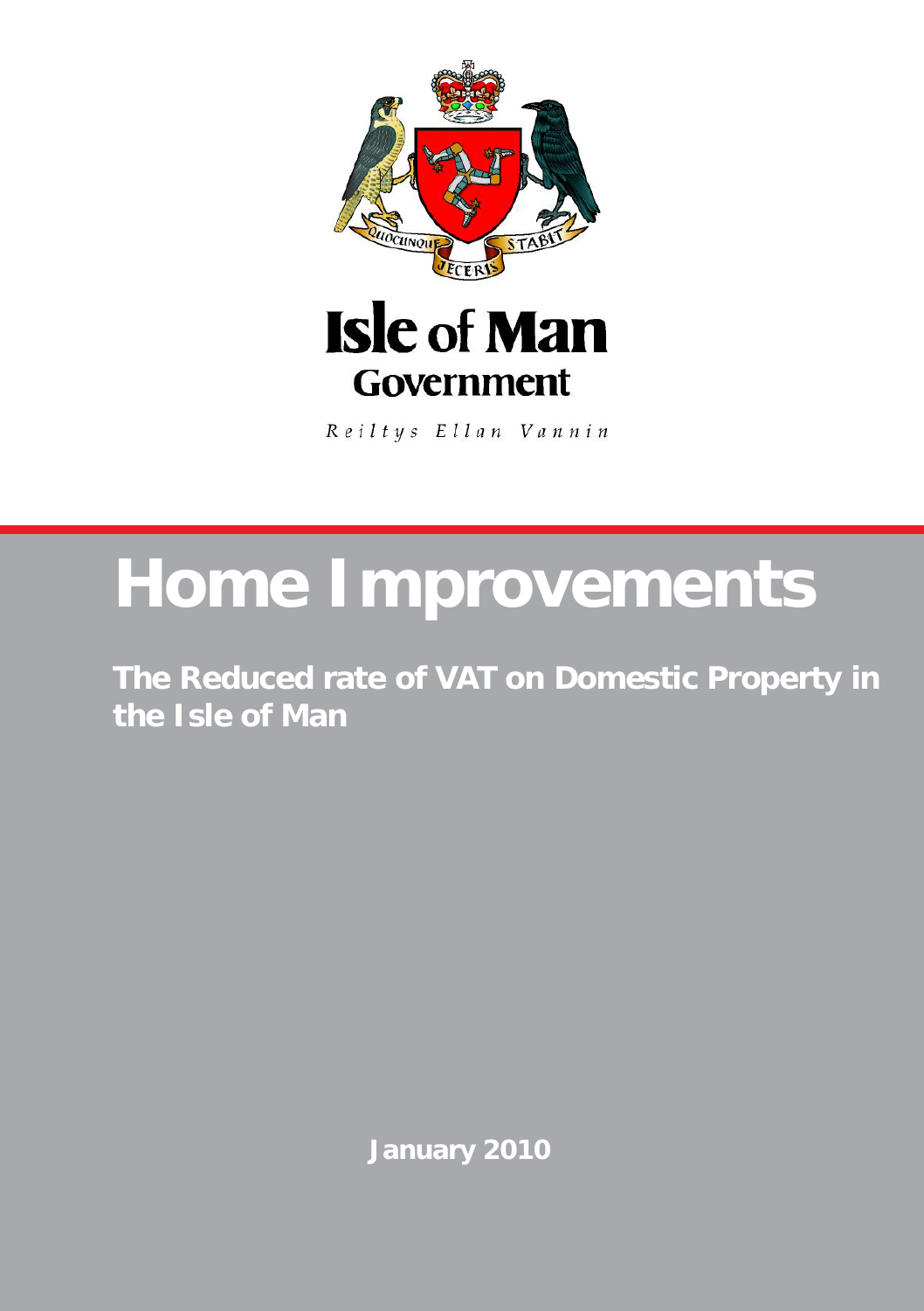Isle of Man Government

Reiltys Ellan Vannin

# Home Improvements

## The Reduced rate of VAT on Domestic Property in the Isle of Man

January 2010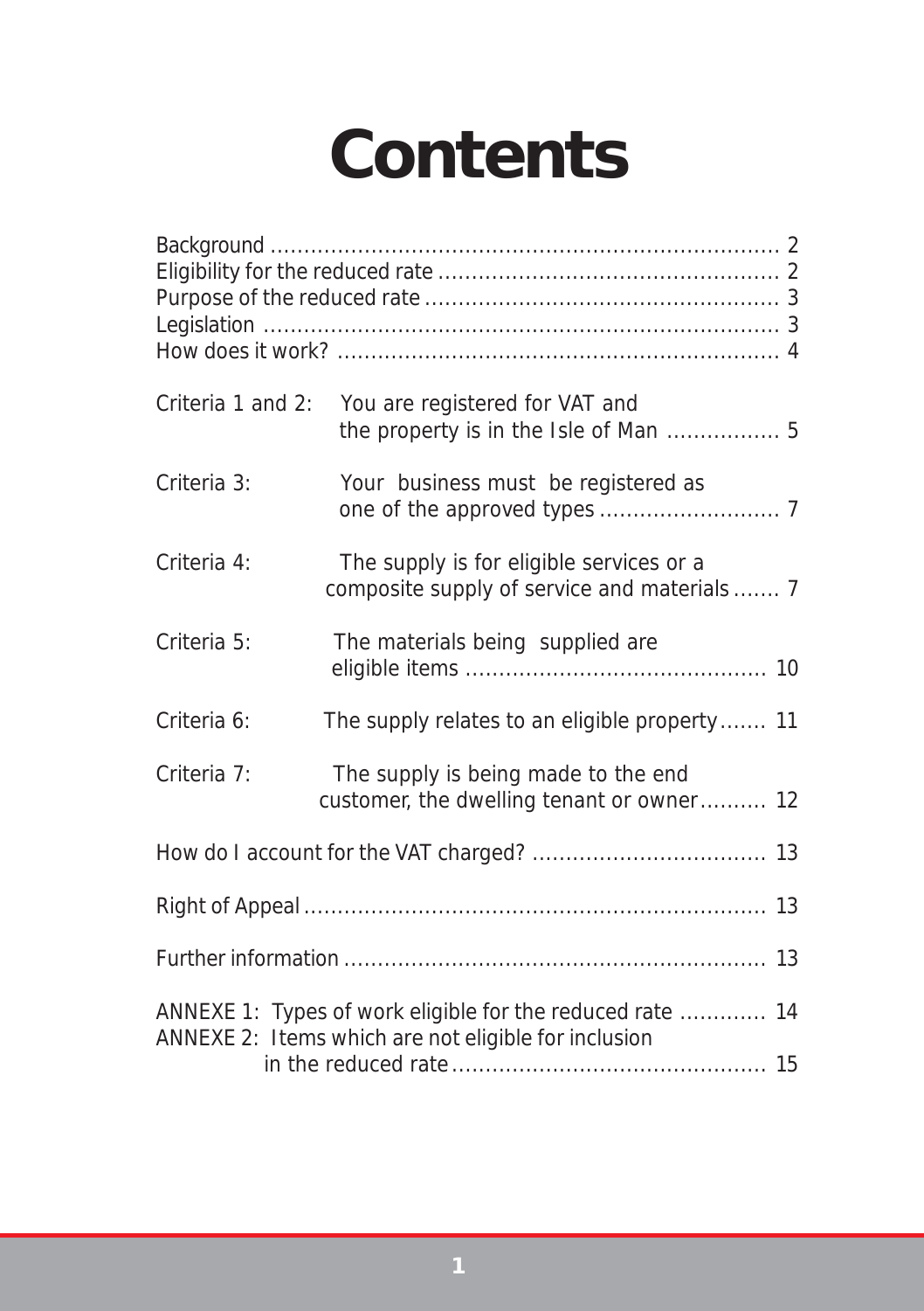# Contents

Background .......................................................................... 2
Eligibility for the reduced rate .................................................. 2
Purpose of the reduced rate .................................................... 3
Legislation ........................................................................... 3
How does it work? ................................................................. 4

Criteria 1 and 2: You are registered for VAT and the property is in the Isle of Man ................. 5

Criteria 3: Your business must be registered as one of the approved types ........................... 7

Criteria 4: The supply is for eligible services or a composite supply of service and materials ....... 7

Criteria 5: The materials being supplied are eligible items ............................................ 10

Criteria 6: The supply relates to an eligible property....... 11

Criteria 7: The supply is being made to the end customer, the dwelling tenant or owner.......... 12

How do I account for the VAT charged? .................................. 13

Right of Appeal .................................................................... 13

Further information .............................................................. 13

ANNEXE 1: Types of work eligible for the reduced rate ............ 14
ANNEXE 2: Items which are not eligible for inclusion in the reduced rate............................................... 15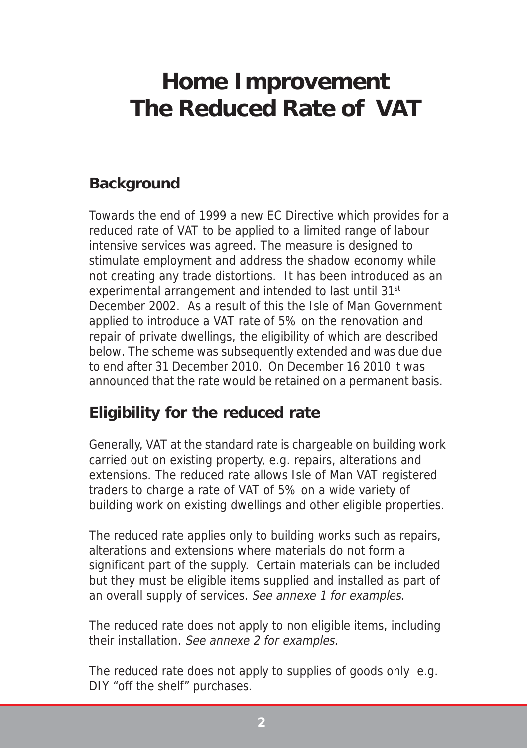# Home Improvement
# The Reduced Rate of VAT

## Background

Towards the end of 1999 a new EC Directive which provides for a reduced rate of VAT to be applied to a limited range of labour intensive services was agreed. The measure is designed to stimulate employment and address the shadow economy while not creating any trade distortions. It has been introduced as an experimental arrangement and intended to last until 31st December 2002. As a result of this the Isle of Man Government applied to introduce a VAT rate of 5% on the renovation and repair of private dwellings, the eligibility of which are described below. The scheme was subsequently extended and was due due to end after 31 December 2010. On December 16 2010 it was announced that the rate would be retained on a permanent basis.

## Eligibility for the reduced rate

Generally, VAT at the standard rate is chargeable on building work carried out on existing property, e.g. repairs, alterations and extensions. The reduced rate allows Isle of Man VAT registered traders to charge a rate of VAT of 5% on a wide variety of building work on existing dwellings and other eligible properties.

The reduced rate applies only to building works such as repairs, alterations and extensions where materials do not form a significant part of the supply. Certain materials can be included but they must be eligible items supplied and installed as part of an overall supply of services. *See annexe 1 for examples.*

The reduced rate does not apply to non eligible items, including their installation. *See annexe 2 for examples.*

The reduced rate does not apply to supplies of goods only e.g. DIY "off the shelf" purchases.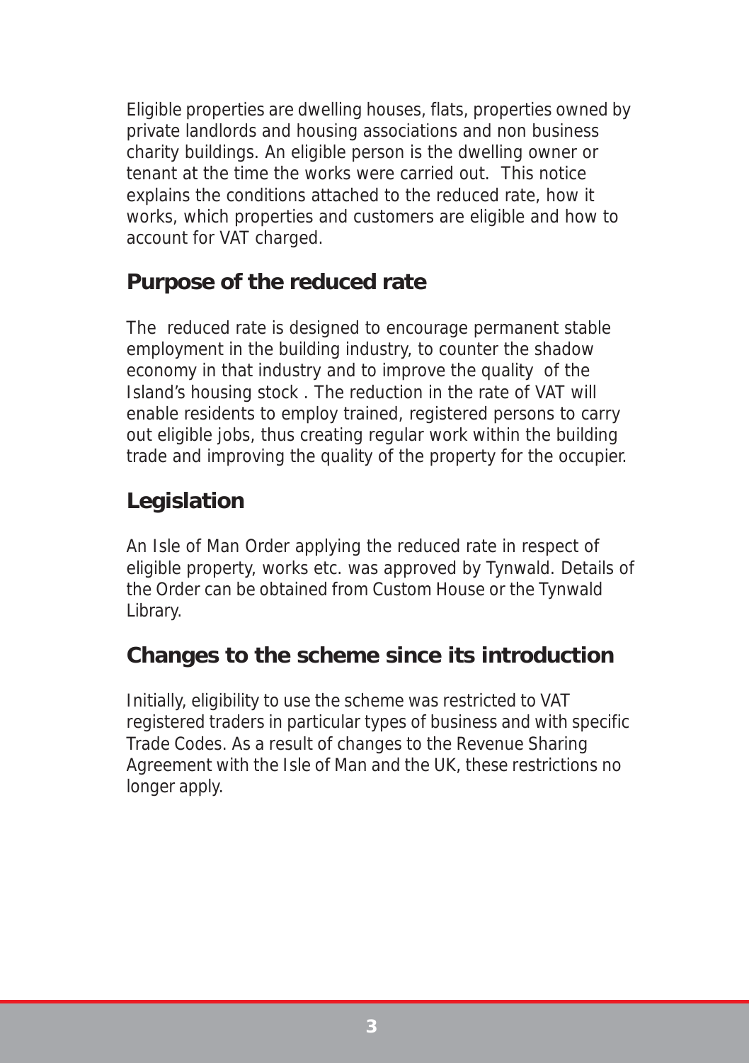Eligible properties are dwelling houses, flats, properties owned by private landlords and housing associations and non business charity buildings. An eligible person is the dwelling owner or tenant at the time the works were carried out. This notice explains the conditions attached to the reduced rate, how it works, which properties and customers are eligible and how to account for VAT charged.

## Purpose of the reduced rate

The reduced rate is designed to encourage permanent stable employment in the building industry, to counter the shadow economy in that industry and to improve the quality of the Island's housing stock . The reduction in the rate of VAT will enable residents to employ trained, registered persons to carry out eligible jobs, thus creating regular work within the building trade and improving the quality of the property for the occupier.

## Legislation

An Isle of Man Order applying the reduced rate in respect of eligible property, works etc. was approved by Tynwald. Details of the Order can be obtained from Custom House or the Tynwald Library.

## Changes to the scheme since its introduction

Initially, eligibility to use the scheme was restricted to VAT registered traders in particular types of business and with specific Trade Codes. As a result of changes to the Revenue Sharing Agreement with the Isle of Man and the UK, these restrictions no longer apply.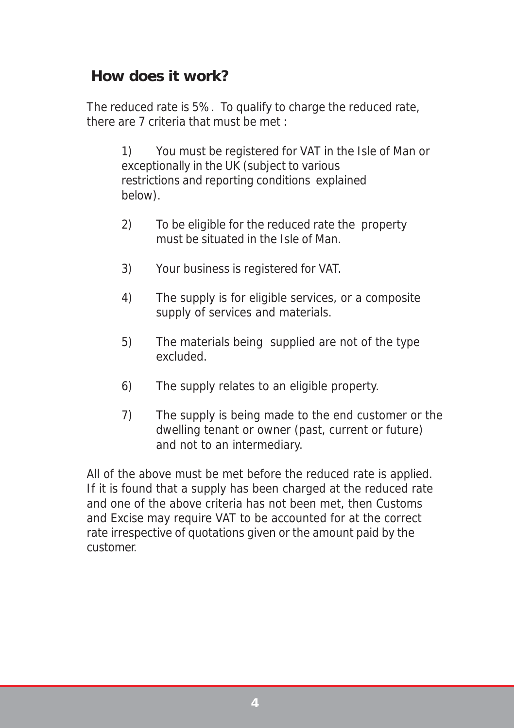## How does it work?

The reduced rate is 5%. To qualify to charge the reduced rate, there are 7 criteria that must be met :

1) You must be registered for VAT in the Isle of Man or exceptionally in the UK (subject to various restrictions and reporting conditions explained below).
2) To be eligible for the reduced rate the property must be situated in the Isle of Man.
3) Your business is registered for VAT.
4) The supply is for eligible services, or a composite supply of services and materials.
5) The materials being supplied are not of the type excluded.
6) The supply relates to an eligible property.
7) The supply is being made to the end customer or the dwelling tenant or owner (past, current or future) and not to an intermediary.

All of the above must be met before the reduced rate is applied. If it is found that a supply has been charged at the reduced rate and one of the above criteria has not been met, then Customs and Excise may require VAT to be accounted for at the correct rate irrespective of quotations given or the amount paid by the customer.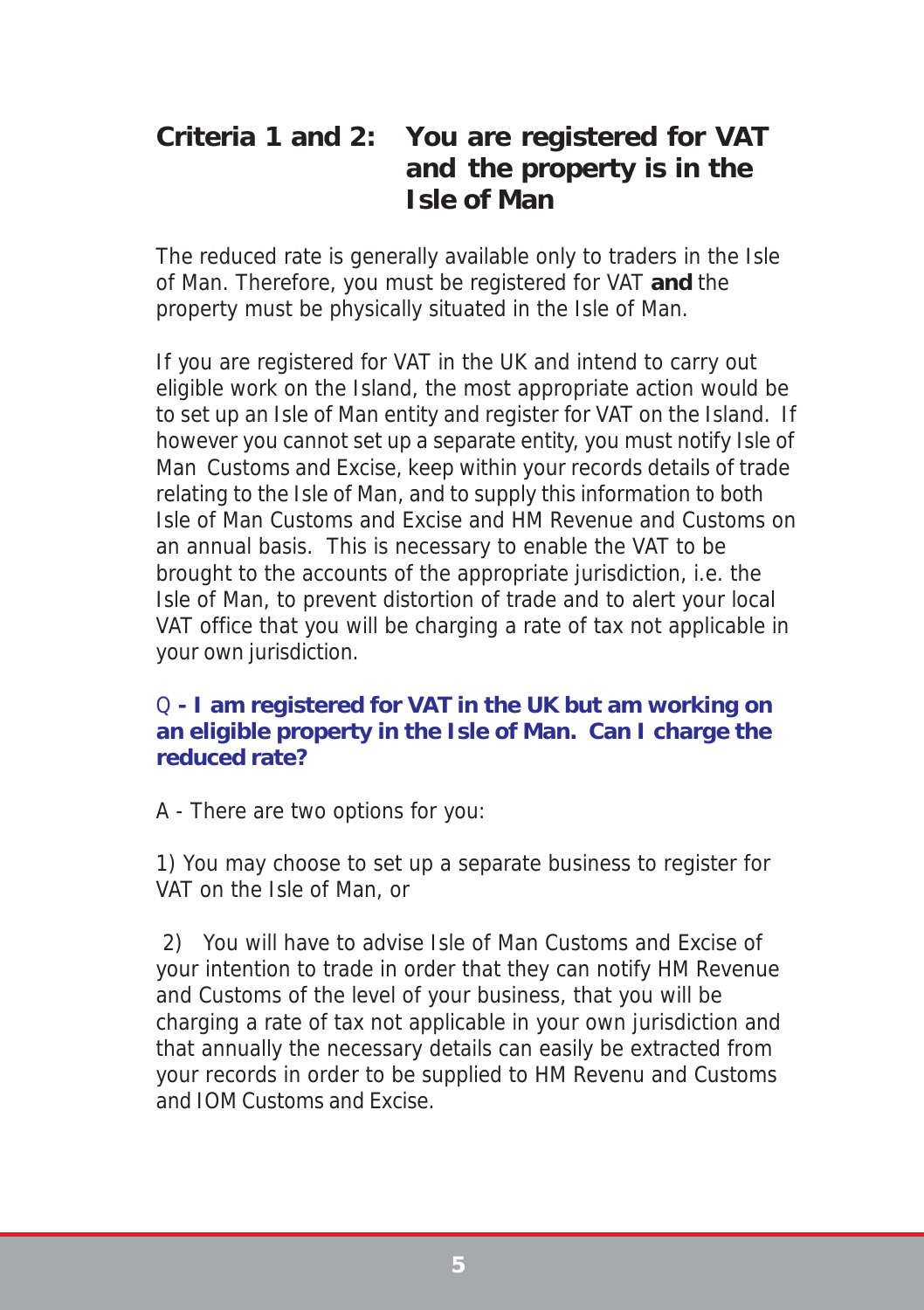## Criteria 1 and 2: You are registered for VAT and the property is in the Isle of Man

The reduced rate is generally available only to traders in the Isle of Man. Therefore, you must be registered for VAT **and** the property must be physically situated in the Isle of Man.

If you are registered for VAT in the UK and intend to carry out eligible work on the Island, the most appropriate action would be to set up an Isle of Man entity and register for VAT on the Island. If however you cannot set up a separate entity, you must notify Isle of Man Customs and Excise, keep within your records details of trade relating to the Isle of Man, and to supply this information to both Isle of Man Customs and Excise and HM Revenue and Customs on an annual basis. This is necessary to enable the VAT to be brought to the accounts of the appropriate jurisdiction, i.e. the Isle of Man, to prevent distortion of trade and to alert your local VAT office that you will be charging a rate of tax not applicable in your own jurisdiction.

Q **- I am registered for VAT in the UK but am working on an eligible property in the Isle of Man. Can I charge the reduced rate?**

A - There are two options for you:

1) You may choose to set up a separate business to register for VAT on the Isle of Man, or

2) You will have to advise Isle of Man Customs and Excise of your intention to trade in order that they can notify HM Revenue and Customs of the level of your business, that you will be charging a rate of tax not applicable in your own jurisdiction and that annually the necessary details can easily be extracted from your records in order to be supplied to HM Revenu and Customs and IOM Customs and Excise.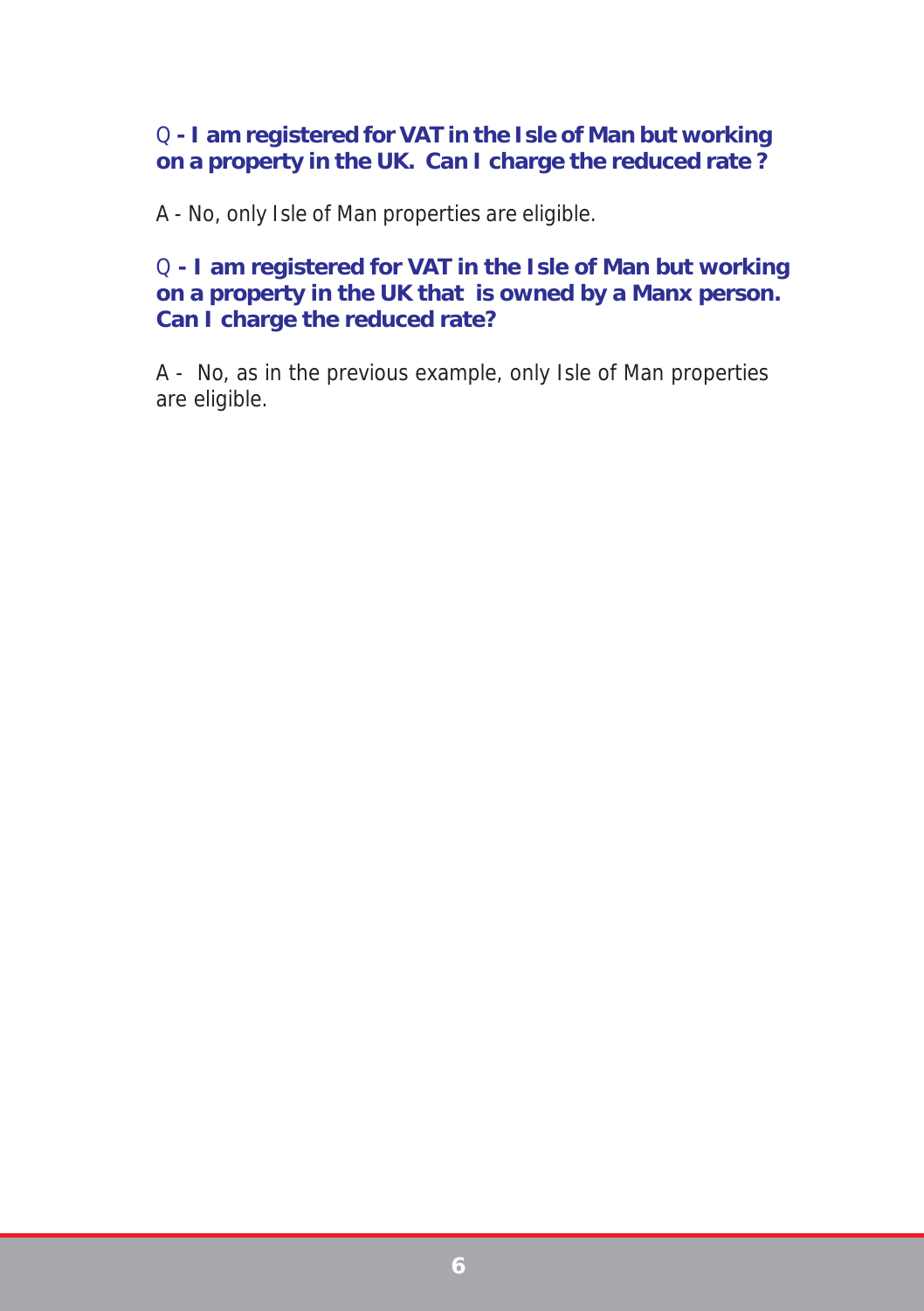Q **- I am registered for VAT in the Isle of Man but working on a property in the UK. Can I charge the reduced rate ?**

A - No, only Isle of Man properties are eligible.

Q **- I am registered for VAT in the Isle of Man but working on a property in the UK that is owned by a Manx person. Can I charge the reduced rate?**

A - No, as in the previous example, only Isle of Man properties are eligible.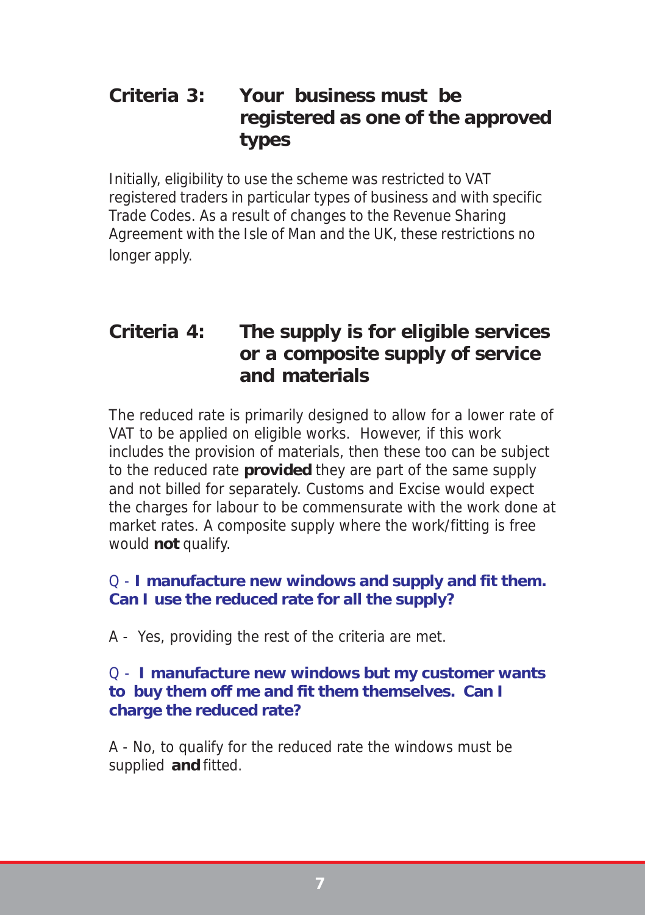## Criteria 3: Your business must be registered as one of the approved types

Initially, eligibility to use the scheme was restricted to VAT registered traders in particular types of business and with specific Trade Codes. As a result of changes to the Revenue Sharing Agreement with the Isle of Man and the UK, these restrictions no longer apply.

## Criteria 4: The supply is for eligible services or a composite supply of service and materials

The reduced rate is primarily designed to allow for a lower rate of VAT to be applied on eligible works. However, if this work includes the provision of materials, then these too can be subject to the reduced rate **provided** they are part of the same supply and not billed for separately. Customs and Excise would expect the charges for labour to be commensurate with the work done at market rates. A composite supply where the work/fitting is free would **not** qualify.

Q - **I manufacture new windows and supply and fit them. Can I use the reduced rate for all the supply?**

A - Yes, providing the rest of the criteria are met.

Q - **I manufacture new windows but my customer wants to buy them off me and fit them themselves. Can I charge the reduced rate?**

A - No, to qualify for the reduced rate the windows must be supplied **and** fitted.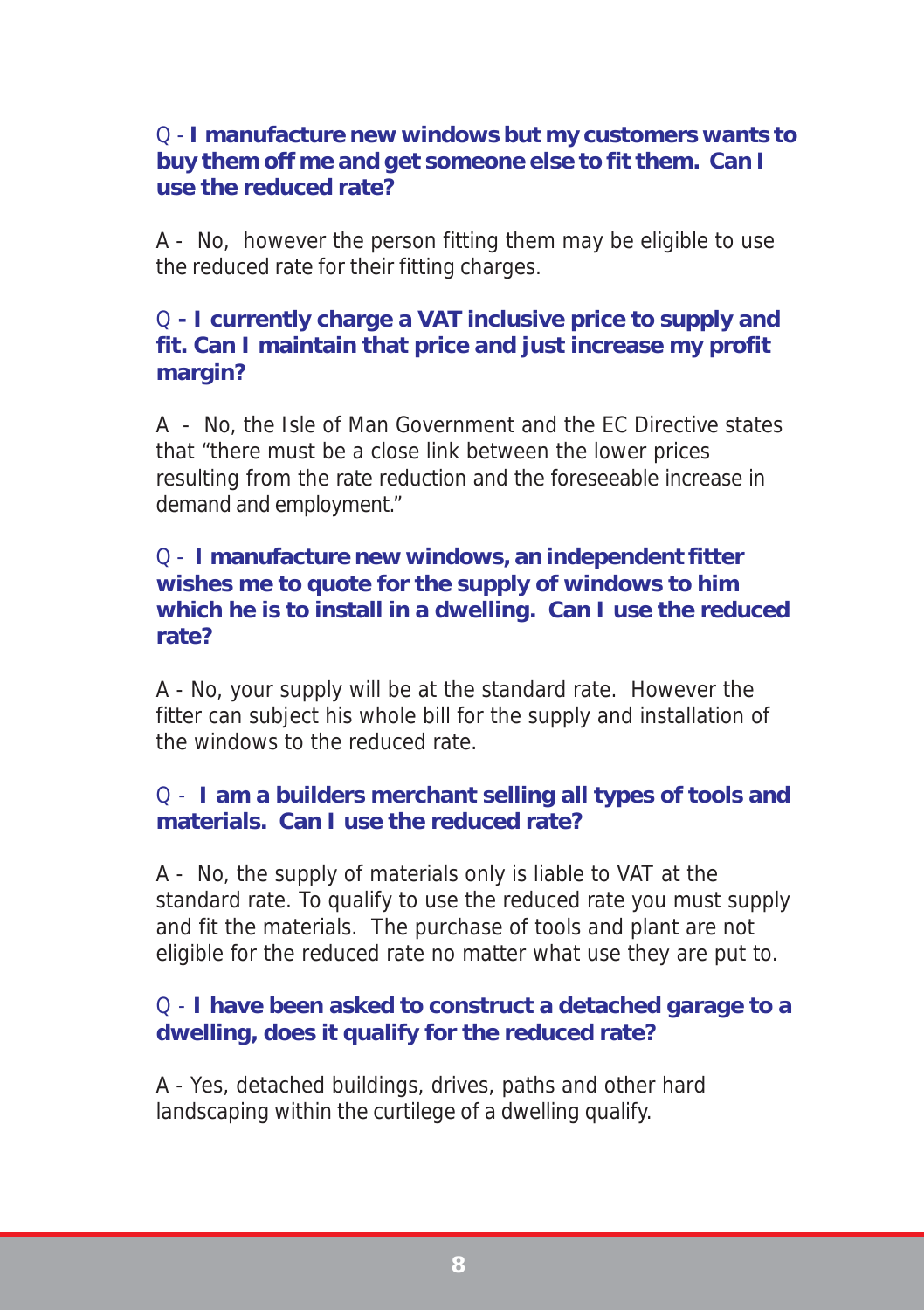Q - **I manufacture new windows but my customers wants to buy them off me and get someone else to fit them. Can I use the reduced rate?**

A - No, however the person fitting them may be eligible to use the reduced rate for their fitting charges.

Q **- I currently charge a VAT inclusive price to supply and fit. Can I maintain that price and just increase my profit margin?**

A - No, the Isle of Man Government and the EC Directive states that "there must be a close link between the lower prices resulting from the rate reduction and the foreseeable increase in demand and employment."

Q - **I manufacture new windows, an independent fitter wishes me to quote for the supply of windows to him which he is to install in a dwelling. Can I use the reduced rate?**

A - No, your supply will be at the standard rate. However the fitter can subject his whole bill for the supply and installation of the windows to the reduced rate.

Q - **I am a builders merchant selling all types of tools and materials. Can I use the reduced rate?**

A - No, the supply of materials only is liable to VAT at the standard rate. To qualify to use the reduced rate you must supply and fit the materials. The purchase of tools and plant are not eligible for the reduced rate no matter what use they are put to.

Q - **I have been asked to construct a detached garage to a dwelling, does it qualify for the reduced rate?**

A - Yes, detached buildings, drives, paths and other hard landscaping within the curtilege of a dwelling qualify.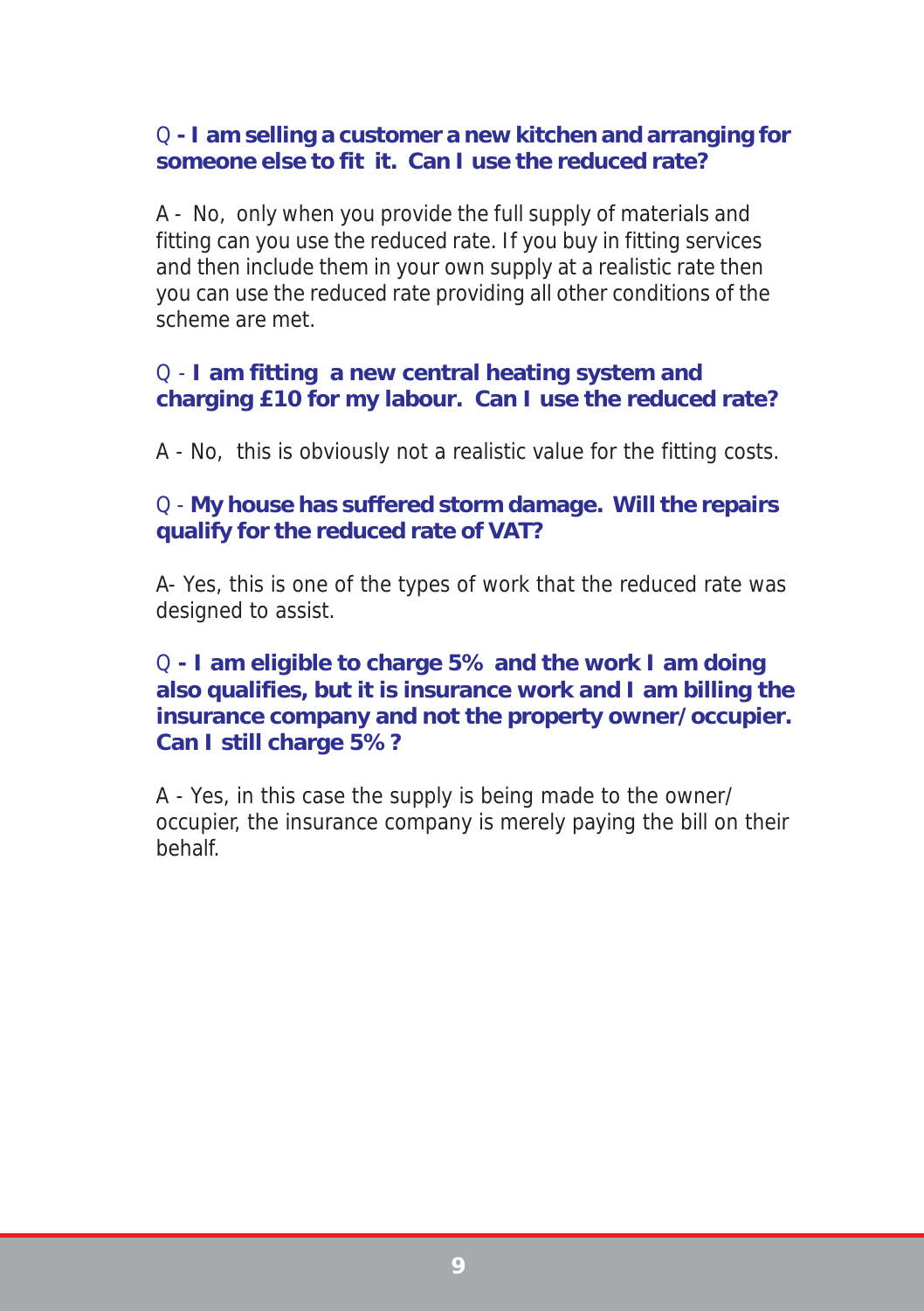Q **- I am selling a customer a new kitchen and arranging for someone else to fit it. Can I use the reduced rate?**

A - No, only when you provide the full supply of materials and fitting can you use the reduced rate. If you buy in fitting services and then include them in your own supply at a realistic rate then you can use the reduced rate providing all other conditions of the scheme are met.

Q - **I am fitting a new central heating system and charging £10 for my labour. Can I use the reduced rate?**

A - No, this is obviously not a realistic value for the fitting costs.

Q - **My house has suffered storm damage. Will the repairs qualify for the reduced rate of VAT?**

A- Yes, this is one of the types of work that the reduced rate was designed to assist.

Q **- I am eligible to charge 5% and the work I am doing also qualifies, but it is insurance work and I am billing the insurance company and not the property owner/occupier. Can I still charge 5%?**

A - Yes, in this case the supply is being made to the owner/occupier, the insurance company is merely paying the bill on their behalf.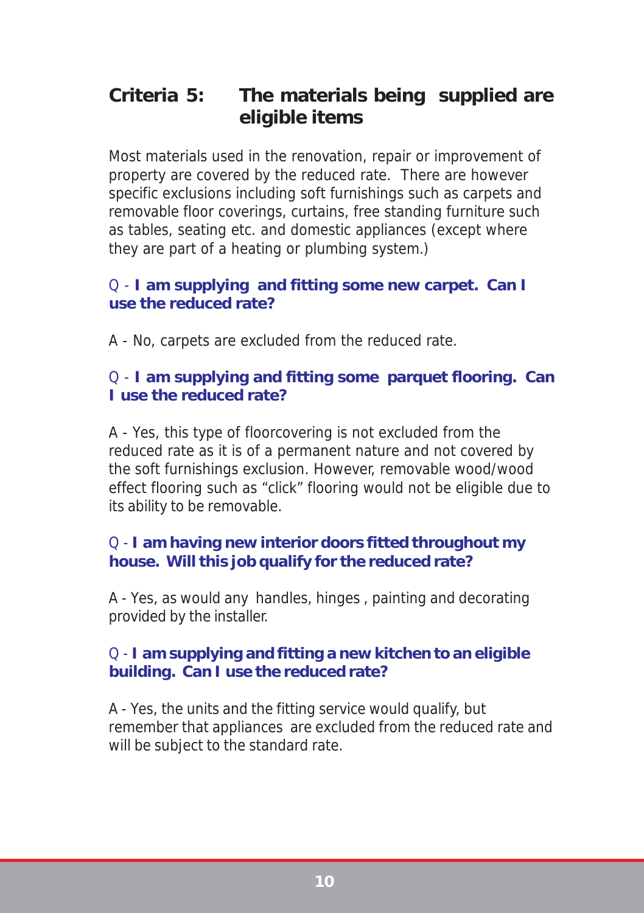## Criteria 5: The materials being supplied are eligible items

Most materials used in the renovation, repair or improvement of property are covered by the reduced rate. There are however specific exclusions including soft furnishings such as carpets and removable floor coverings, curtains, free standing furniture such as tables, seating etc. and domestic appliances (except where they are part of a heating or plumbing system.)

Q - **I am supplying and fitting some new carpet. Can I use the reduced rate?**

A - No, carpets are excluded from the reduced rate.

Q - **I am supplying and fitting some parquet flooring. Can I use the reduced rate?**

A - Yes, this type of floorcovering is not excluded from the reduced rate as it is of a permanent nature and not covered by the soft furnishings exclusion. However, removable wood/wood effect flooring such as "click" flooring would not be eligible due to its ability to be removable.

Q - **I am having new interior doors fitted throughout my house. Will this job qualify for the reduced rate?**

A - Yes, as would any handles, hinges , painting and decorating provided by the installer.

Q - **I am supplying and fitting a new kitchen to an eligible building. Can I use the reduced rate?**

A - Yes, the units and the fitting service would qualify, but remember that appliances are excluded from the reduced rate and will be subject to the standard rate.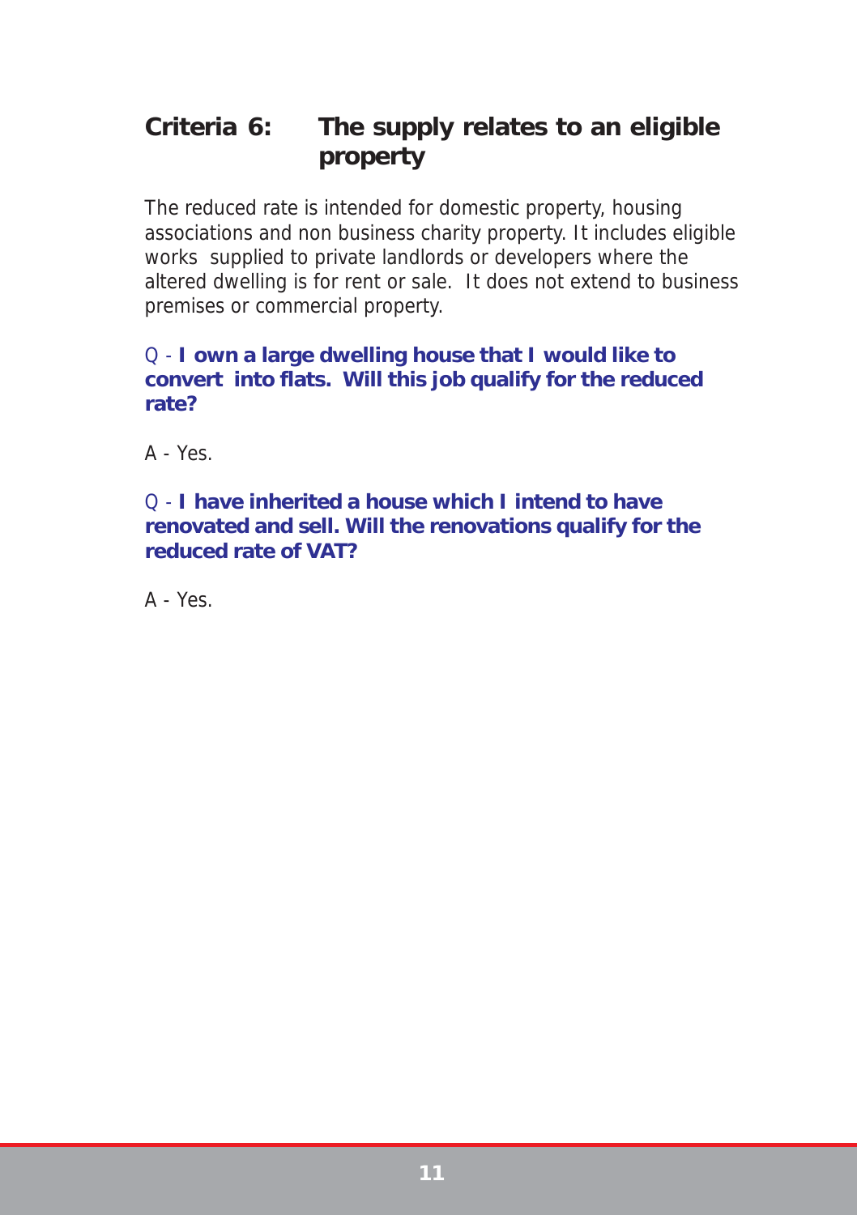## Criteria 6: The supply relates to an eligible property

The reduced rate is intended for domestic property, housing associations and non business charity property. It includes eligible works supplied to private landlords or developers where the altered dwelling is for rent or sale. It does not extend to business premises or commercial property.

Q - **I own a large dwelling house that I would like to convert into flats. Will this job qualify for the reduced rate?**

A - Yes.

Q - **I have inherited a house which I intend to have renovated and sell. Will the renovations qualify for the reduced rate of VAT?**

A - Yes.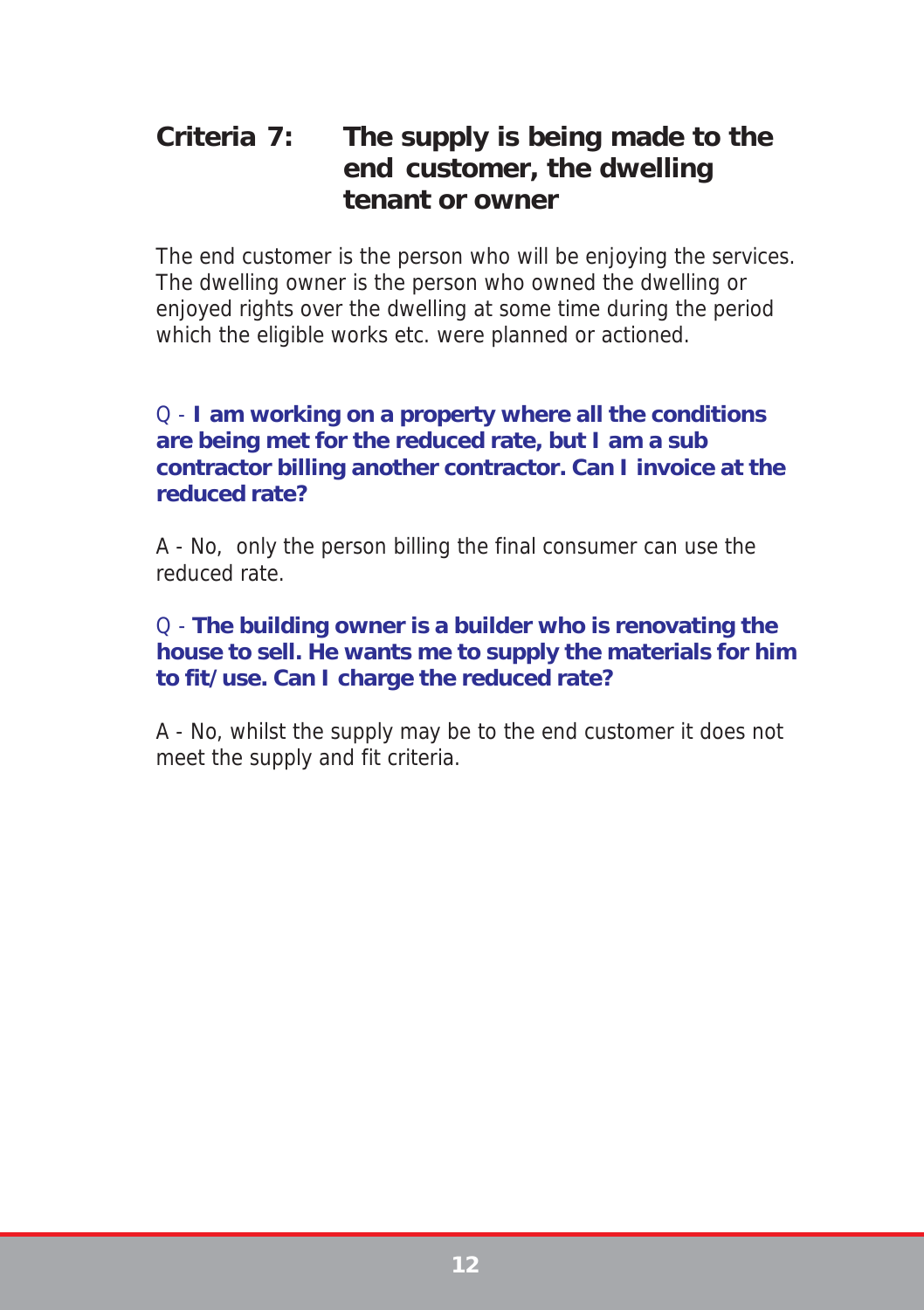## Criteria 7: The supply is being made to the end customer, the dwelling tenant or owner

The end customer is the person who will be enjoying the services. The dwelling owner is the person who owned the dwelling or enjoyed rights over the dwelling at some time during the period which the eligible works etc. were planned or actioned.

Q - **I am working on a property where all the conditions are being met for the reduced rate, but I am a sub contractor billing another contractor. Can I invoice at the reduced rate?**

A - No, only the person billing the final consumer can use the reduced rate.

Q - **The building owner is a builder who is renovating the house to sell. He wants me to supply the materials for him to fit/use. Can I charge the reduced rate?**

A - No, whilst the supply may be to the end customer it does not meet the supply and fit criteria.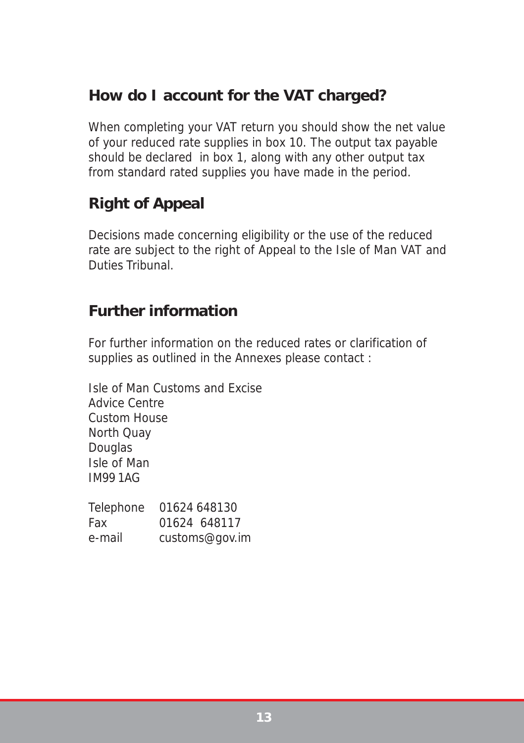## How do I account for the VAT charged?

When completing your VAT return you should show the net value of your reduced rate supplies in box 10. The output tax payable should be declared in box 1, along with any other output tax from standard rated supplies you have made in the period.

## Right of Appeal

Decisions made concerning eligibility or the use of the reduced rate are subject to the right of Appeal to the Isle of Man VAT and Duties Tribunal.

## Further information

For further information on the reduced rates or clarification of supplies as outlined in the Annexes please contact :

Isle of Man Customs and Excise
Advice Centre
Custom House
North Quay
Douglas
Isle of Man
IM99 1AG

Telephone 01624 648130
Fax 01624 648117
e-mail customs@gov.im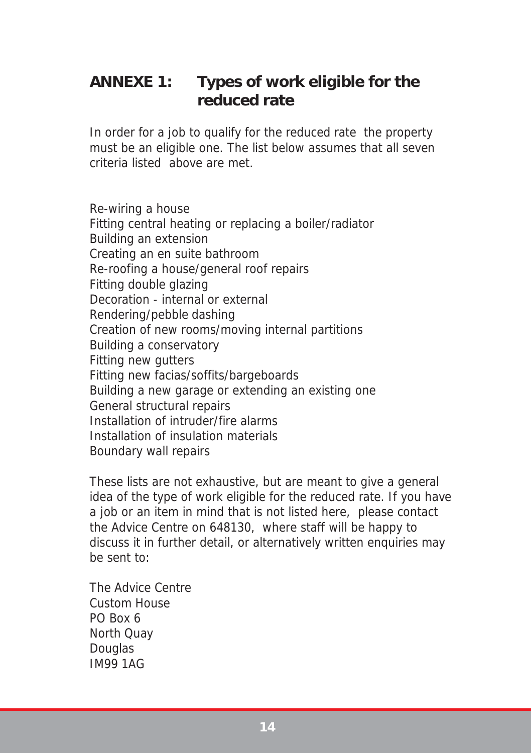## ANNEXE 1: Types of work eligible for the reduced rate

In order for a job to qualify for the reduced rate the property must be an eligible one. The list below assumes that all seven criteria listed above are met.

Re-wiring a house
Fitting central heating or replacing a boiler/radiator
Building an extension
Creating an en suite bathroom
Re-roofing a house/general roof repairs
Fitting double glazing
Decoration - internal or external
Rendering/pebble dashing
Creation of new rooms/moving internal partitions
Building a conservatory
Fitting new gutters
Fitting new facias/soffits/bargeboards
Building a new garage or extending an existing one
General structural repairs
Installation of intruder/fire alarms
Installation of insulation materials
Boundary wall repairs

These lists are not exhaustive, but are meant to give a general idea of the type of work eligible for the reduced rate. If you have a job or an item in mind that is not listed here, please contact the Advice Centre on 648130, where staff will be happy to discuss it in further detail, or alternatively written enquiries may be sent to:

The Advice Centre
Custom House
PO Box 6
North Quay
Douglas
IM99 1AG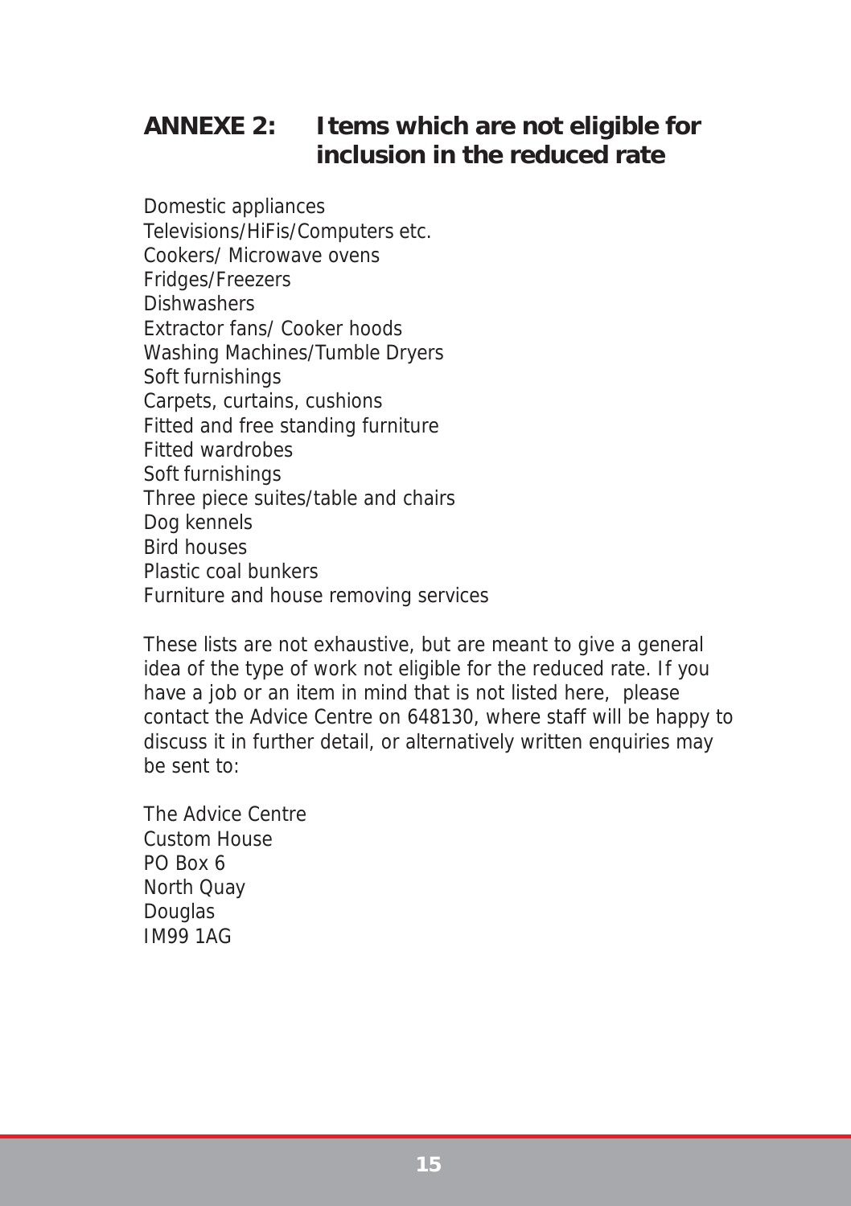## ANNEXE 2: Items which are not eligible for inclusion in the reduced rate

Domestic appliances
Televisions/HiFis/Computers etc.
Cookers/ Microwave ovens
Fridges/Freezers
Dishwashers
Extractor fans/ Cooker hoods
Washing Machines/Tumble Dryers
Soft furnishings
Carpets, curtains, cushions
Fitted and free standing furniture
Fitted wardrobes
Soft furnishings
Three piece suites/table and chairs
Dog kennels
Bird houses
Plastic coal bunkers
Furniture and house removing services

These lists are not exhaustive, but are meant to give a general idea of the type of work not eligible for the reduced rate. If you have a job or an item in mind that is not listed here, please contact the Advice Centre on 648130, where staff will be happy to discuss it in further detail, or alternatively written enquiries may be sent to:

The Advice Centre
Custom House
PO Box 6
North Quay
Douglas
IM99 1AG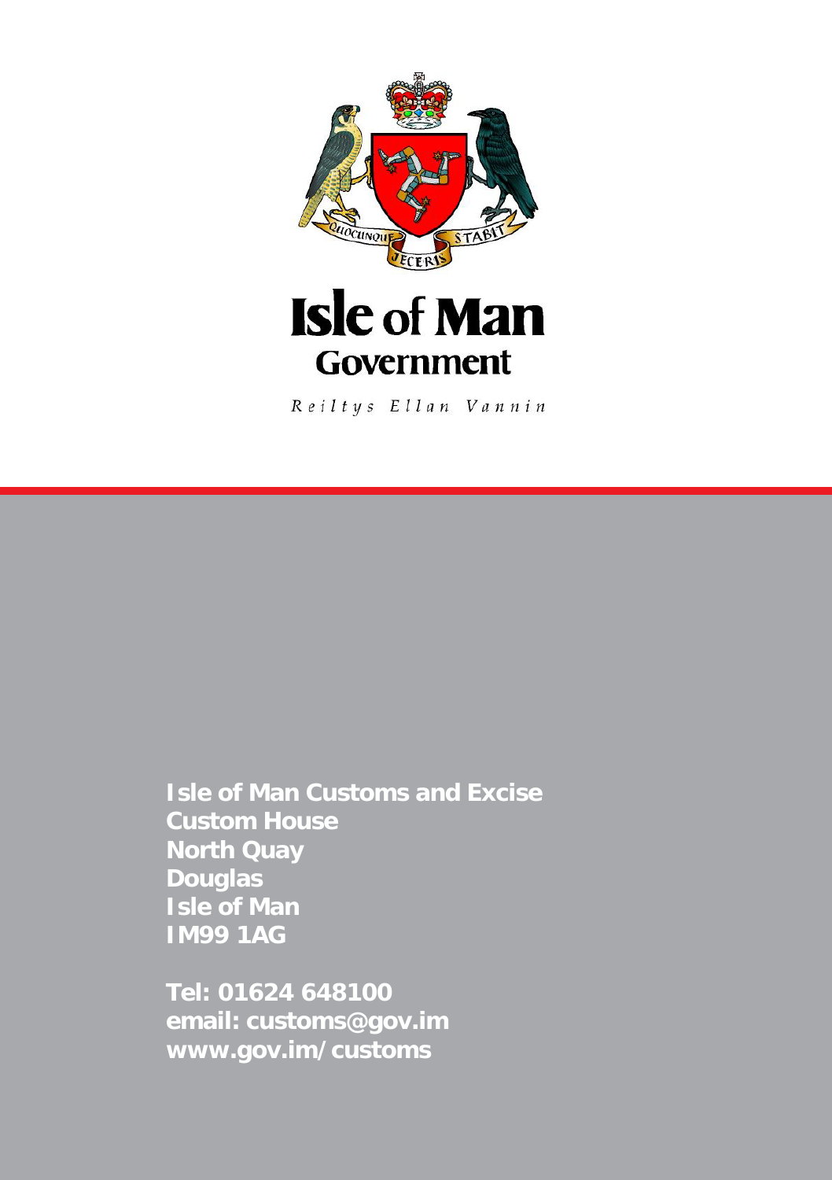Isle of Man Government

Reiltys Ellan Vannin

**Isle of Man Customs and Excise**
**Custom House**
**North Quay**
**Douglas**
**Isle of Man**
**IM99 1AG**

**Tel: 01624 648100**
**email: customs@gov.im**
**www.gov.im/customs**